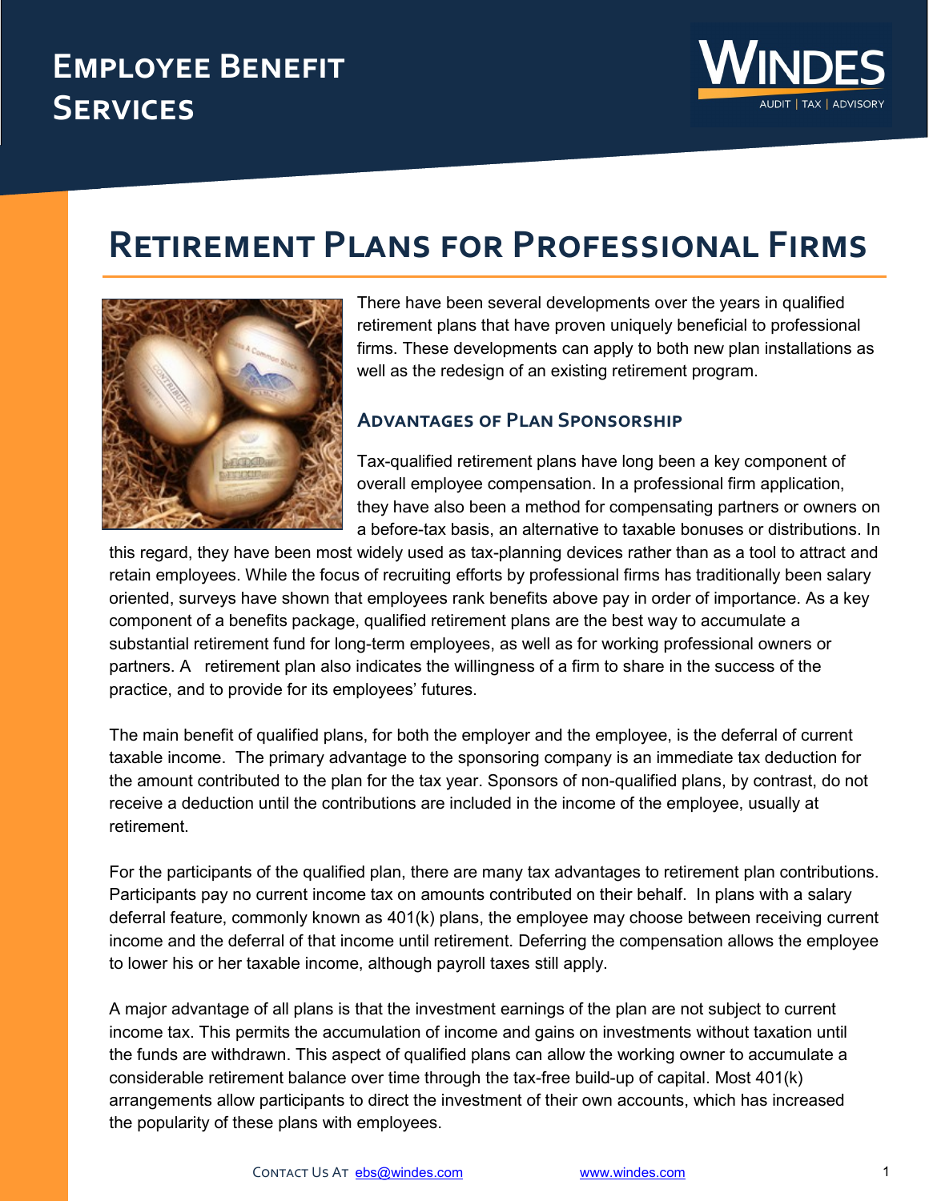# Employee Benefit Services

# Retirement Plans for Professional Firms

There have been several developments over the years in qualified retirement plans that have proven uniquely beneficial to professional firms. These developments can apply to both new plan installations as well as the redesign of an existing retirement program.

## Advantages of Plan Sponsorship

Tax-qualified retirement plans have long been a key component of overall employee compensation. In a professional firm application, they have also been a method for compensating partners or owners on a before-tax basis, an alternative to taxable bonuses or distributions. In this regard, they have been most widely used as tax-planning devices rather than as a tool to attract and retain employees. While the focus of recruiting efforts by professional firms has traditionally been salary oriented, surveys have shown that employees rank benefits above pay in order of importance. As a key component of a benefits package, qualified retirement plans are the best way to accumulate a substantial retirement fund for long-term employees, as well as for working professional owners or partners. A retirement plan also indicates the willingness of a firm to share in the success of the practice, and to provide for its employees' futures.

The main benefit of qualified plans, for both the employer and the employee, is the deferral of current taxable income. The primary advantage to the sponsoring company is an immediate tax deduction for the amount contributed to the plan for the tax year. Sponsors of non-qualified plans, by contrast, do not receive a deduction until the contributions are included in the income of the employee, usually at retirement.

For the participants of the qualified plan, there are many tax advantages to retirement plan contributions. Participants pay no current income tax on amounts contributed on their behalf. In plans with a salary deferral feature, commonly known as 401(k) plans, the employee may choose between receiving current income and the deferral of that income until retirement. Deferring the compensation allows the employee to lower his or her taxable income, although payroll taxes still apply.

A major advantage of all plans is that the investment earnings of the plan are not subject to current income tax. This permits the accumulation of income and gains on investments without taxation until the funds are withdrawn. This aspect of qualified plans can allow the working owner to accumulate a considerable retirement balance over time through the tax-free build-up of capital. Most 401(k) arrangements allow participants to direct the investment of their own accounts, which has increased the popularity of these plans with employees.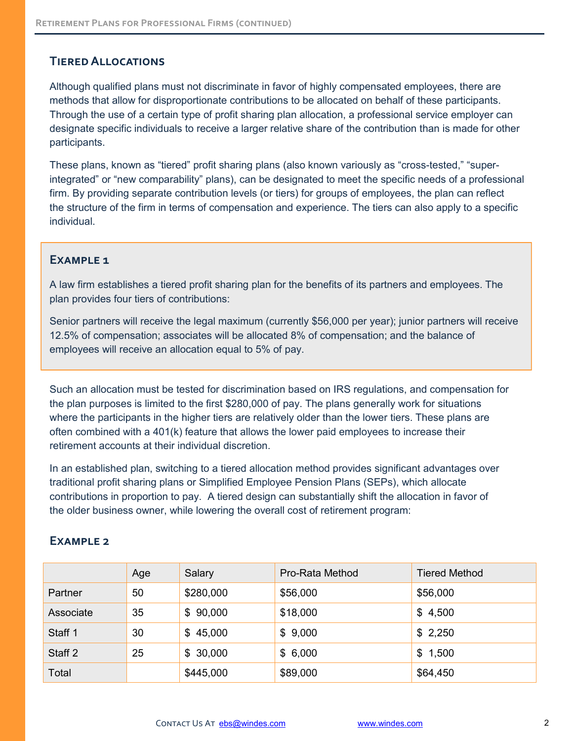## Tiered Allocations

Although qualified plans must not discriminate in favor of highly compensated employees, there are methods that allow for disproportionate contributions to be allocated on behalf of these participants. Through the use of a certain type of profit sharing plan allocation, a professional service employer can designate specific individuals to receive a larger relative share of the contribution than is made for other participants.

These plans, known as "tiered" profit sharing plans (also known variously as "cross-tested," "super-integrated" or "new comparability" plans), can be designated to meet the specific needs of a professional firm. By providing separate contribution levels (or tiers) for groups of employees, the plan can reflect the structure of the firm in terms of compensation and experience. The tiers can also apply to a specific individual.

### Example 1

A law firm establishes a tiered profit sharing plan for the benefits of its partners and employees. The plan provides four tiers of contributions:

Senior partners will receive the legal maximum (currently $56,000 per year); junior partners will receive 12.5% of compensation; associates will be allocated 8% of compensation; and the balance of employees will receive an allocation equal to 5% of pay.

Such an allocation must be tested for discrimination based on IRS regulations, and compensation for the plan purposes is limited to the first $280,000 of pay. The plans generally work for situations where the participants in the higher tiers are relatively older than the lower tiers. These plans are often combined with a 401(k) feature that allows the lower paid employees to increase their retirement accounts at their individual discretion.

In an established plan, switching to a tiered allocation method provides significant advantages over traditional profit sharing plans or Simplified Employee Pension Plans (SEPs), which allocate contributions in proportion to pay. A tiered design can substantially shift the allocation in favor of the older business owner, while lowering the overall cost of retirement program:

### Example 2

| | Age | Salary | Pro-Rata Method | Tiered Method |
|---|---|---|---|---|
| Partner | 50 | $280,000 | $56,000 | $56,000 |
| Associate | 35 | $ 90,000 | $18,000 | $ 4,500 |
| Staff 1 | 30 | $ 45,000 | $ 9,000 | $ 2,250 |
| Staff 2 | 25 | $ 30,000 | $ 6,000 | $ 1,500 |
| Total | | $445,000 | $89,000 | $64,450 |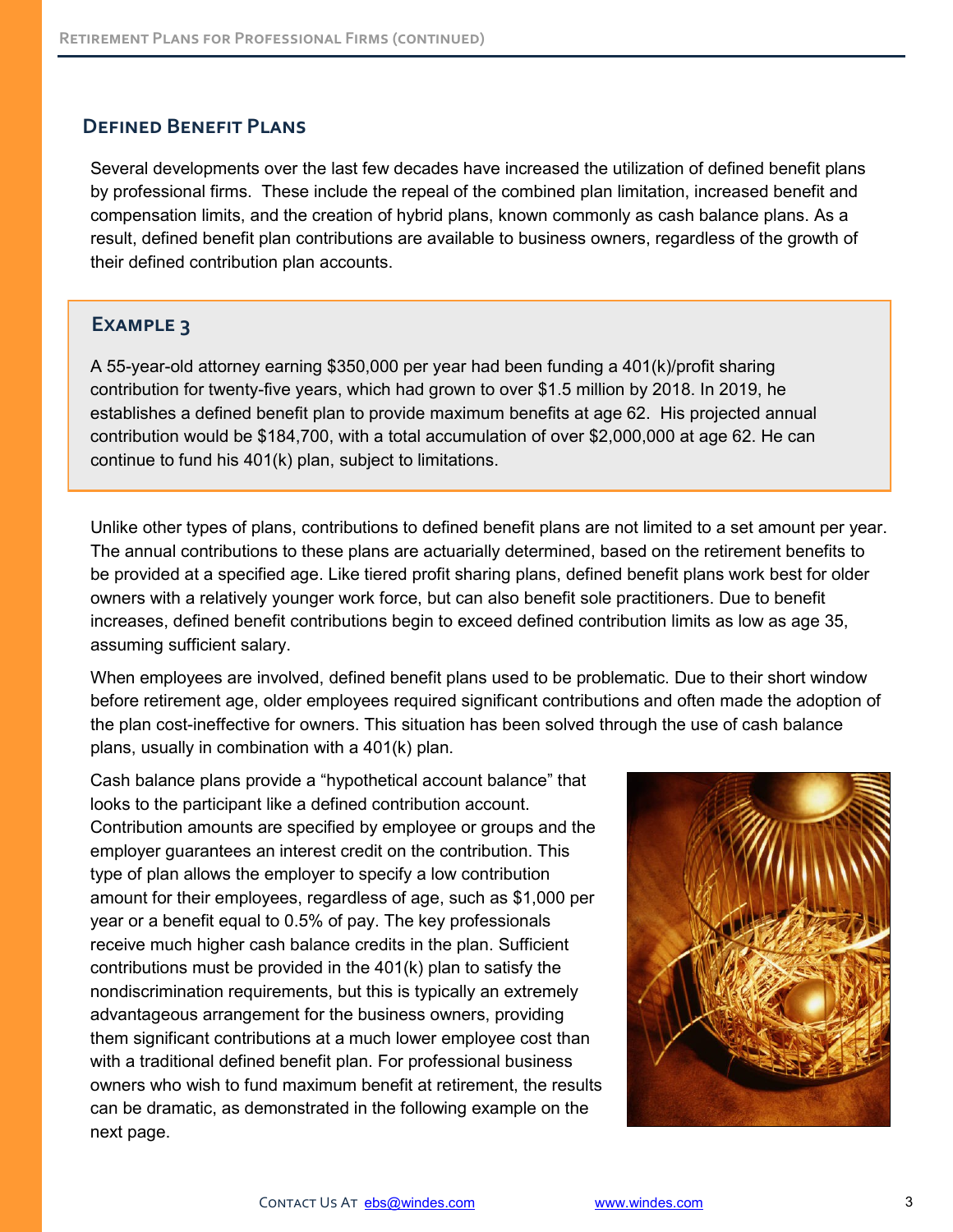## Defined Benefit Plans

Several developments over the last few decades have increased the utilization of defined benefit plans by professional firms. These include the repeal of the combined plan limitation, increased benefit and compensation limits, and the creation of hybrid plans, known commonly as cash balance plans. As a result, defined benefit plan contributions are available to business owners, regardless of the growth of their defined contribution plan accounts.

### Example 3

A 55-year-old attorney earning $350,000 per year had been funding a 401(k)/profit sharing contribution for twenty-five years, which had grown to over $1.5 million by 2018. In 2019, he establishes a defined benefit plan to provide maximum benefits at age 62. His projected annual contribution would be $184,700, with a total accumulation of over $2,000,000 at age 62. He can continue to fund his 401(k) plan, subject to limitations.

Unlike other types of plans, contributions to defined benefit plans are not limited to a set amount per year. The annual contributions to these plans are actuarially determined, based on the retirement benefits to be provided at a specified age. Like tiered profit sharing plans, defined benefit plans work best for older owners with a relatively younger work force, but can also benefit sole practitioners. Due to benefit increases, defined benefit contributions begin to exceed defined contribution limits as low as age 35, assuming sufficient salary.

When employees are involved, defined benefit plans used to be problematic. Due to their short window before retirement age, older employees required significant contributions and often made the adoption of the plan cost-ineffective for owners. This situation has been solved through the use of cash balance plans, usually in combination with a 401(k) plan.

Cash balance plans provide a "hypothetical account balance" that looks to the participant like a defined contribution account. Contribution amounts are specified by employee or groups and the employer guarantees an interest credit on the contribution. This type of plan allows the employer to specify a low contribution amount for their employees, regardless of age, such as $1,000 per year or a benefit equal to 0.5% of pay. The key professionals receive much higher cash balance credits in the plan. Sufficient contributions must be provided in the 401(k) plan to satisfy the nondiscrimination requirements, but this is typically an extremely advantageous arrangement for the business owners, providing them significant contributions at a much lower employee cost than with a traditional defined benefit plan. For professional business owners who wish to fund maximum benefit at retirement, the results can be dramatic, as demonstrated in the following example on the next page.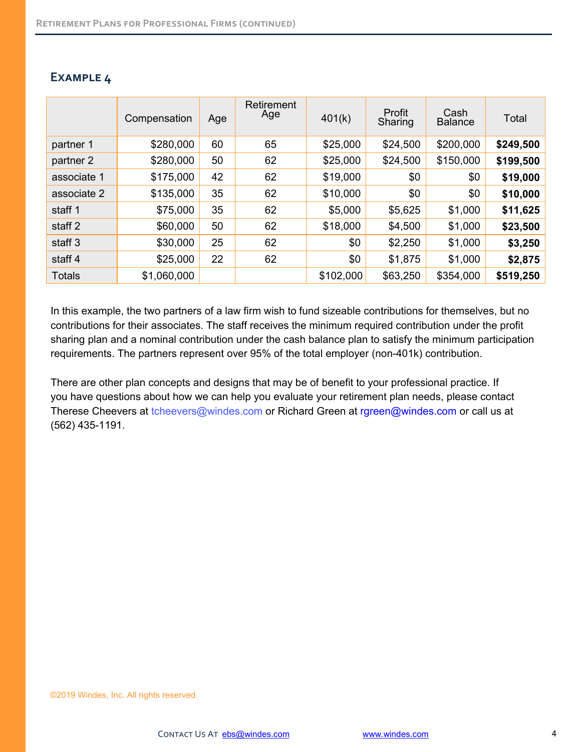### Example 4

| | Compensation | Age | Retirement Age | 401(k) | Profit Sharing | Cash Balance | Total |
|---|---|---|---|---|---|---|---|
| partner 1 | $280,000 | 60 | 65 | $25,000 | $24,500 | $200,000 | **$249,500** |
| partner 2 | $280,000 | 50 | 62 | $25,000 | $24,500 | $150,000 | **$199,500** |
| associate 1 | $175,000 | 42 | 62 | $19,000 | $0 | $0 | **$19,000** |
| associate 2 | $135,000 | 35 | 62 | $10,000 | $0 | $0 | **$10,000** |
| staff 1 | $75,000 | 35 | 62 | $5,000 | $5,625 | $1,000 | **$11,625** |
| staff 2 | $60,000 | 50 | 62 | $18,000 | $4,500 | $1,000 | **$23,500** |
| staff 3 | $30,000 | 25 | 62 | $0 | $2,250 | $1,000 | **$3,250** |
| staff 4 | $25,000 | 22 | 62 | $0 | $1,875 | $1,000 | **$2,875** |
| Totals | $1,060,000 | | | $102,000 | $63,250 | $354,000 | **$519,250** |

In this example, the two partners of a law firm wish to fund sizeable contributions for themselves, but no contributions for their associates. The staff receives the minimum required contribution under the profit sharing plan and a nominal contribution under the cash balance plan to satisfy the minimum participation requirements. The partners represent over 95% of the total employer (non-401k) contribution.

There are other plan concepts and designs that may be of benefit to your professional practice. If you have questions about how we can help you evaluate your retirement plan needs, please contact Therese Cheevers at tcheevers@windes.com or Richard Green at rgreen@windes.com or call us at (562) 435-1191.

©2019 Windes, Inc. All rights reserved.